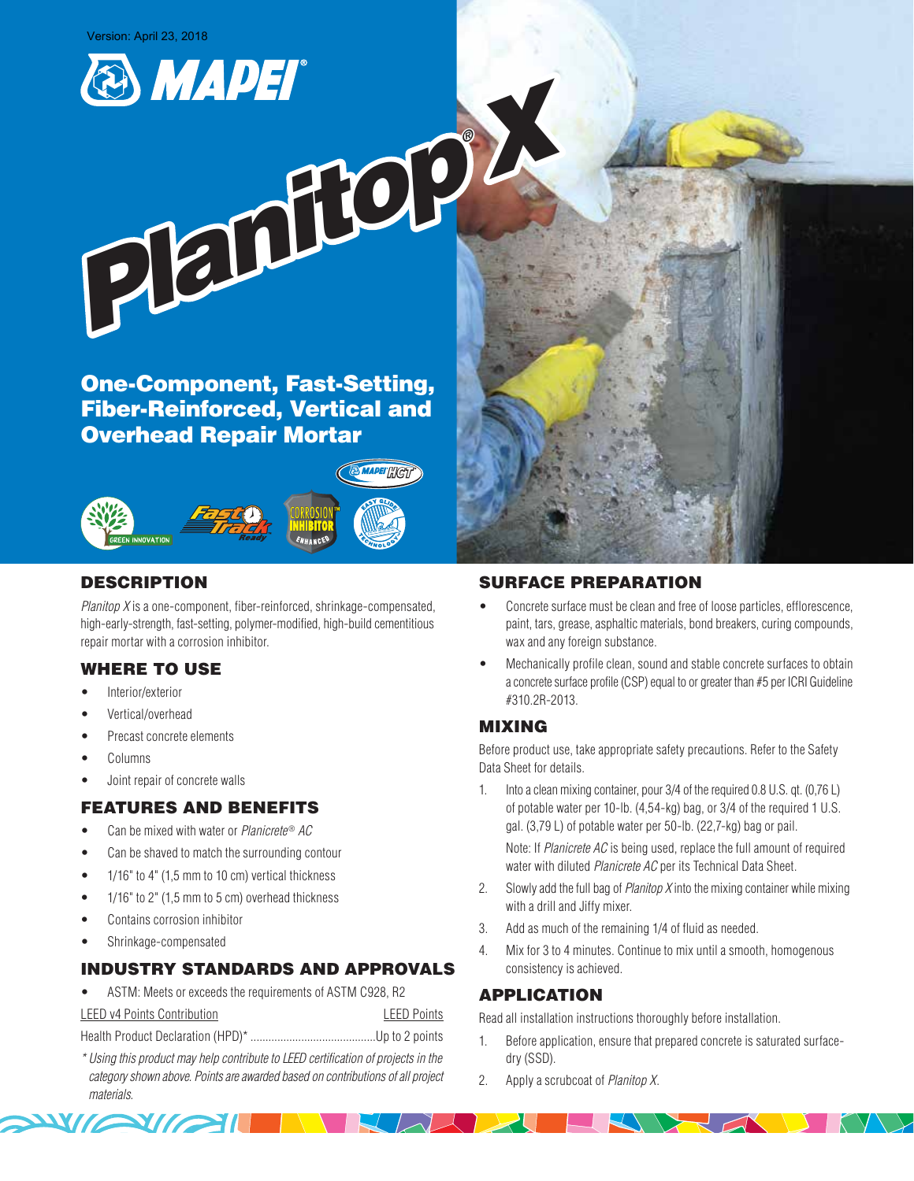Version: April 23, 2018

# Planitop® X

## One-Component, Fast-Setting, Fiber-Reinforced, Vertical and Overhead Repair Mortar

## DESCRIPTION

*Planitop X* is a one-component, fiber-reinforced, shrinkage-compensated, high-early-strength, fast-setting, polymer-modified, high-build cementitious repair mortar with a corrosion inhibitor.

## WHERE TO USE

- Interior/exterior
- Vertical/overhead
- Precast concrete elements
- Columns
- Joint repair of concrete walls

## FEATURES AND BENEFITS

- Can be mixed with water or *Planicrete® AC*
- Can be shaved to match the surrounding contour
- 1/16" to 4" (1,5 mm to 10 cm) vertical thickness
- 1/16" to 2" (1,5 mm to 5 cm) overhead thickness
- Contains corrosion inhibitor
- Shrinkage-compensated

## INDUSTRY STANDARDS AND APPROVALS

- ASTM: Meets or exceeds the requirements of ASTM C928, R2

| LEED v4 Points Contribution | LEED Points |
|---|---|
| Health Product Declaration (HPD)* | Up to 2 points |

*\* Using this product may help contribute to LEED certification of projects in the category shown above. Points are awarded based on contributions of all project materials.*

## SURFACE PREPARATION

- Concrete surface must be clean and free of loose particles, efflorescence, paint, tars, grease, asphaltic materials, bond breakers, curing compounds, wax and any foreign substance.
- Mechanically profile clean, sound and stable concrete surfaces to obtain a concrete surface profile (CSP) equal to or greater than #5 per ICRI Guideline #310.2R-2013.

## MIXING

Before product use, take appropriate safety precautions. Refer to the Safety Data Sheet for details.

1. Into a clean mixing container, pour 3/4 of the required 0.8 U.S. qt. (0,76 L) of potable water per 10-lb. (4,54-kg) bag, or 3/4 of the required 1 U.S. gal. (3,79 L) of potable water per 50-lb. (22,7-kg) bag or pail.

   Note: If *Planicrete AC* is being used, replace the full amount of required water with diluted *Planicrete AC* per its Technical Data Sheet.

2. Slowly add the full bag of *Planitop X* into the mixing container while mixing with a drill and Jiffy mixer.
3. Add as much of the remaining 1/4 of fluid as needed.
4. Mix for 3 to 4 minutes. Continue to mix until a smooth, homogenous consistency is achieved.

## APPLICATION

Read all installation instructions thoroughly before installation.

1. Before application, ensure that prepared concrete is saturated surface-dry (SSD).
2. Apply a scrubcoat of *Planitop X*.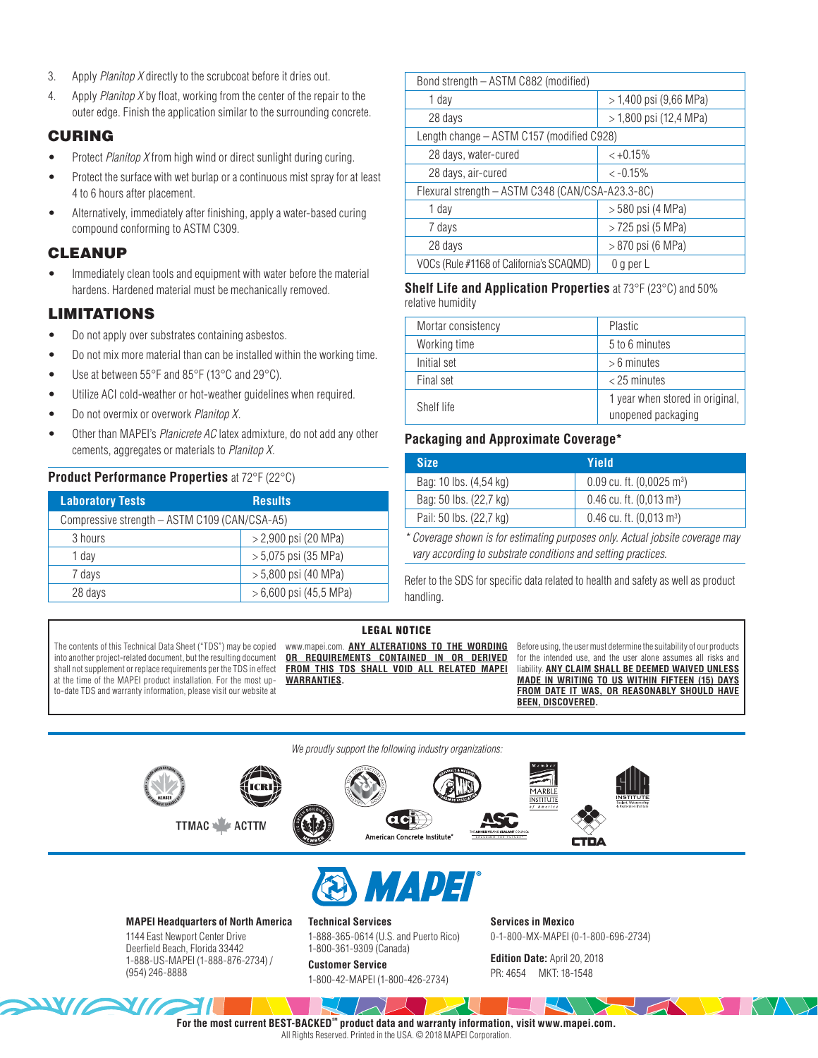3. Apply *Planitop X* directly to the scrubcoat before it dries out.
4. Apply *Planitop X* by float, working from the center of the repair to the outer edge. Finish the application similar to the surrounding concrete.

## CURING

- Protect *Planitop X* from high wind or direct sunlight during curing.
- Protect the surface with wet burlap or a continuous mist spray for at least 4 to 6 hours after placement.
- Alternatively, immediately after finishing, apply a water-based curing compound conforming to ASTM C309.

## CLEANUP

- Immediately clean tools and equipment with water before the material hardens. Hardened material must be mechanically removed.

## LIMITATIONS

- Do not apply over substrates containing asbestos.
- Do not mix more material than can be installed within the working time.
- Use at between 55°F and 85°F (13°C and 29°C).
- Utilize ACI cold-weather or hot-weather guidelines when required.
- Do not overmix or overwork *Planitop X*.
- Other than MAPEI's *Planicrete AC* latex admixture, do not add any other cements, aggregates or materials to *Planitop X*.

### Product Performance Properties at 72°F (22°C)

| Laboratory Tests | Results |
|---|---|
| Compressive strength – ASTM C109 (CAN/CSA-A5) | |
| 3 hours | > 2,900 psi (20 MPa) |
| 1 day | > 5,075 psi (35 MPa) |
| 7 days | > 5,800 psi (40 MPa) |
| 28 days | > 6,600 psi (45,5 MPa) |
| Bond strength – ASTM C882 (modified) | |
| 1 day | > 1,400 psi (9,66 MPa) |
| 28 days | > 1,800 psi (12,4 MPa) |
| Length change – ASTM C157 (modified C928) | |
| 28 days, water-cured | < +0.15% |
| 28 days, air-cured | < -0.15% |
| Flexural strength – ASTM C348 (CAN/CSA-A23.3-8C) | |
| 1 day | > 580 psi (4 MPa) |
| 7 days | > 725 psi (5 MPa) |
| 28 days | > 870 psi (6 MPa) |
| VOCs (Rule #1168 of California's SCAQMD) | 0 g per L |

### Shelf Life and Application Properties at 73°F (23°C) and 50% relative humidity

| | |
|---|---|
| Mortar consistency | Plastic |
| Working time | 5 to 6 minutes |
| Initial set | > 6 minutes |
| Final set | < 25 minutes |
| Shelf life | 1 year when stored in original, unopened packaging |

### Packaging and Approximate Coverage*

| Size | Yield |
|---|---|
| Bag: 10 lbs. (4,54 kg) | 0.09 cu. ft. (0,0025 $m^3$) |
| Bag: 50 lbs. (22,7 kg) | 0.46 cu. ft. (0,013 $m^3$) |
| Pail: 50 lbs. (22,7 kg) | 0.46 cu. ft. (0,013 $m^3$) |

*\* Coverage shown is for estimating purposes only. Actual jobsite coverage may vary according to substrate conditions and setting practices.*

Refer to the SDS for specific data related to health and safety as well as product handling.

**LEGAL NOTICE**

The contents of this Technical Data Sheet ("TDS") may be copied into another project-related document, but the resulting document shall not supplement or replace requirements per the TDS in effect at the time of the MAPEI product installation. For the most up-to-date TDS and warranty information, please visit our website at www.mapei.com. **ANY ALTERATIONS TO THE WORDING OR REQUIREMENTS CONTAINED IN OR DERIVED FROM THIS TDS SHALL VOID ALL RELATED MAPEI WARRANTIES.** Before using, the user must determine the suitability of our products for the intended use, and the user alone assumes all risks and liability. **ANY CLAIM SHALL BE DEEMED WAIVED UNLESS MADE IN WRITING TO US WITHIN FIFTEEN (15) DAYS FROM DATE IT WAS, OR REASONABLY SHOULD HAVE BEEN, DISCOVERED.**

*We proudly support the following industry organizations:*

**MAPEI Headquarters of North America**
1144 East Newport Center Drive
Deerfield Beach, Florida 33442
1-888-US-MAPEI (1-888-876-2734) / (954) 246-8888

**Technical Services**
1-888-365-0614 (U.S. and Puerto Rico)
1-800-361-9309 (Canada)

**Customer Service**
1-800-42-MAPEI (1-800-426-2734)

**Services in Mexico**
0-1-800-MX-MAPEI (0-1-800-696-2734)

**Edition Date:** April 20, 2018
PR: 4654 MKT: 18-1548

**For the most current BEST-BACKED℠ product data and warranty information, visit www.mapei.com.**
All Rights Reserved. Printed in the USA. © 2018 MAPEI Corporation.